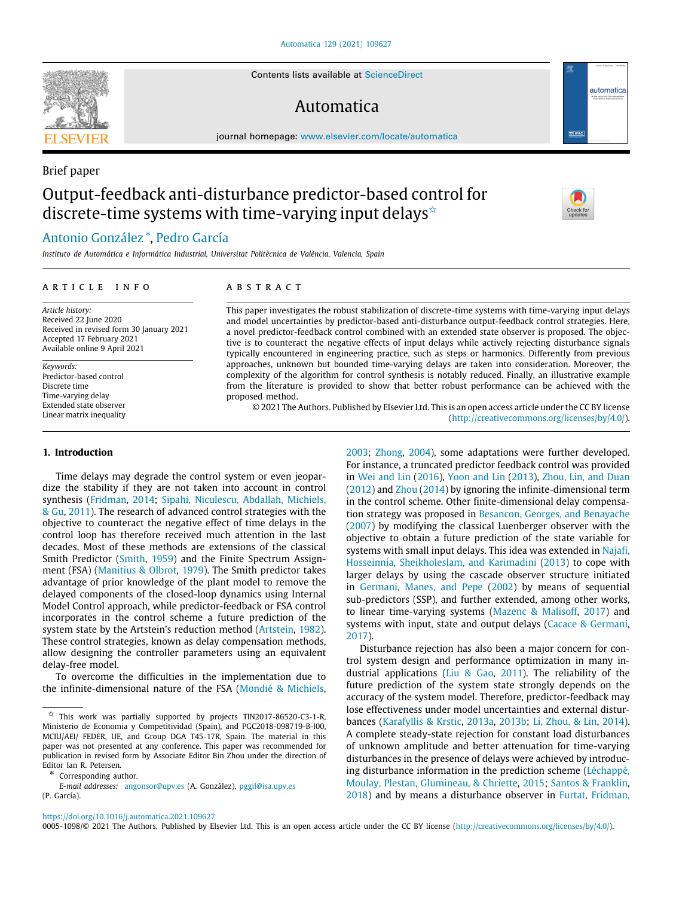Brief paper

# Output-feedback anti-disturbance predictor-based control for discrete-time systems with time-varying input delays ☆

Antonio González *, Pedro García

*Instituto de Automática e Informática Industrial, Universitat Politècnica de València, Valencia, Spain*

## ARTICLE INFO

*Article history:*
Received 22 June 2020
Received in revised form 30 January 2021
Accepted 17 February 2021
Available online 9 April 2021

*Keywords:*
Predictor-based control
Discrete time
Time-varying delay
Extended state observer
Linear matrix inequality

## ABSTRACT

This paper investigates the robust stabilization of discrete-time systems with time-varying input delays and model uncertainties by predictor-based anti-disturbance output-feedback control strategies. Here, a novel predictor-feedback control combined with an extended state observer is proposed. The objective is to counteract the negative effects of input delays while actively rejecting disturbance signals typically encountered in engineering practice, such as steps or harmonics. Differently from previous approaches, unknown but bounded time-varying delays are taken into consideration. Moreover, the complexity of the algorithm for control synthesis is notably reduced. Finally, an illustrative example from the literature is provided to show that better robust performance can be achieved with the proposed method.

© 2021 The Authors. Published by Elsevier Ltd. This is an open access article under the CC BY license (http://creativecommons.org/licenses/by/4.0/).

## 1. Introduction

Time delays may degrade the control system or even jeopardize the stability if they are not taken into account in control synthesis (Fridman, 2014; Sipahi, Niculescu, Abdallah, Michiels, & Gu, 2011). The research of advanced control strategies with the objective to counteract the negative effect of time delays in the control loop has therefore received much attention in the last decades. Most of these methods are extensions of the classical Smith Predictor (Smith, 1959) and the Finite Spectrum Assignment (FSA) (Manitius & Olbrot, 1979). The Smith predictor takes advantage of prior knowledge of the plant model to remove the delayed components of the closed-loop dynamics using Internal Model Control approach, while predictor-feedback or FSA control incorporates in the control scheme a future prediction of the system state by the Artstein's reduction method (Artstein, 1982). These control strategies, known as delay compensation methods, allow designing the controller parameters using an equivalent delay-free model.

To overcome the difficulties in the implementation due to the infinite-dimensional nature of the FSA (Mondié & Michiels, 2003; Zhong, 2004), some adaptations were further developed. For instance, a truncated predictor feedback control was provided in Wei and Lin (2016), Yoon and Lin (2013), Zhou, Lin, and Duan (2012) and Zhou (2014) by ignoring the infinite-dimensional term in the control scheme. Other finite-dimensional delay compensation strategy was proposed in Besancon, Georges, and Benayache (2007) by modifying the classical Luenberger observer with the objective to obtain a future prediction of the state variable for systems with small input delays. This idea was extended in Najafi, Hosseinnia, Sheikholeslam, and Karimadini (2013) to cope with larger delays by using the cascade observer structure initiated in Germani, Manes, and Pepe (2002) by means of sequential sub-predictors (SSP), and further extended, among other works, to linear time-varying systems (Mazenc & Malisoff, 2017) and systems with input, state and output delays (Cacace & Germani, 2017).

Disturbance rejection has also been a major concern for control system design and performance optimization in many industrial applications (Liu & Gao, 2011). The reliability of the future prediction of the system state strongly depends on the accuracy of the system model. Therefore, predictor-feedback may lose effectiveness under model uncertainties and external disturbances (Karafyllis & Krstic, 2013a, 2013b; Li, Zhou, & Lin, 2014). A complete steady-state rejection for constant load disturbances of unknown amplitude and better attenuation for time-varying disturbances in the presence of delays were achieved by introducing disturbance information in the prediction scheme (Léchappé, Moulay, Plestan, Glumineau, & Chriette, 2015; Santos & Franklin, 2018) and by means a disturbance observer in Furtat, Fridman,

☆ This work was partially supported by projects TIN2017-86520-C3-1-R, Ministerio de Economia y Competitividad (Spain), and PGC2018-098719-B-I00, MCIU/AEI/ FEDER, UE, and Group DGA T45-17R, Spain. The material in this paper was not presented at any conference. This paper was recommended for publication in revised form by Associate Editor Bin Zhou under the direction of Editor Ian R. Petersen.

\* Corresponding author.
*E-mail addresses:* angonsor@upv.es (A. González), pggil@isa.upv.es (P. García).

https://doi.org/10.1016/j.automatica.2021.109627
0005-1098/© 2021 The Authors. Published by Elsevier Ltd. This is an open access article under the CC BY license (http://creativecommons.org/licenses/by/4.0/).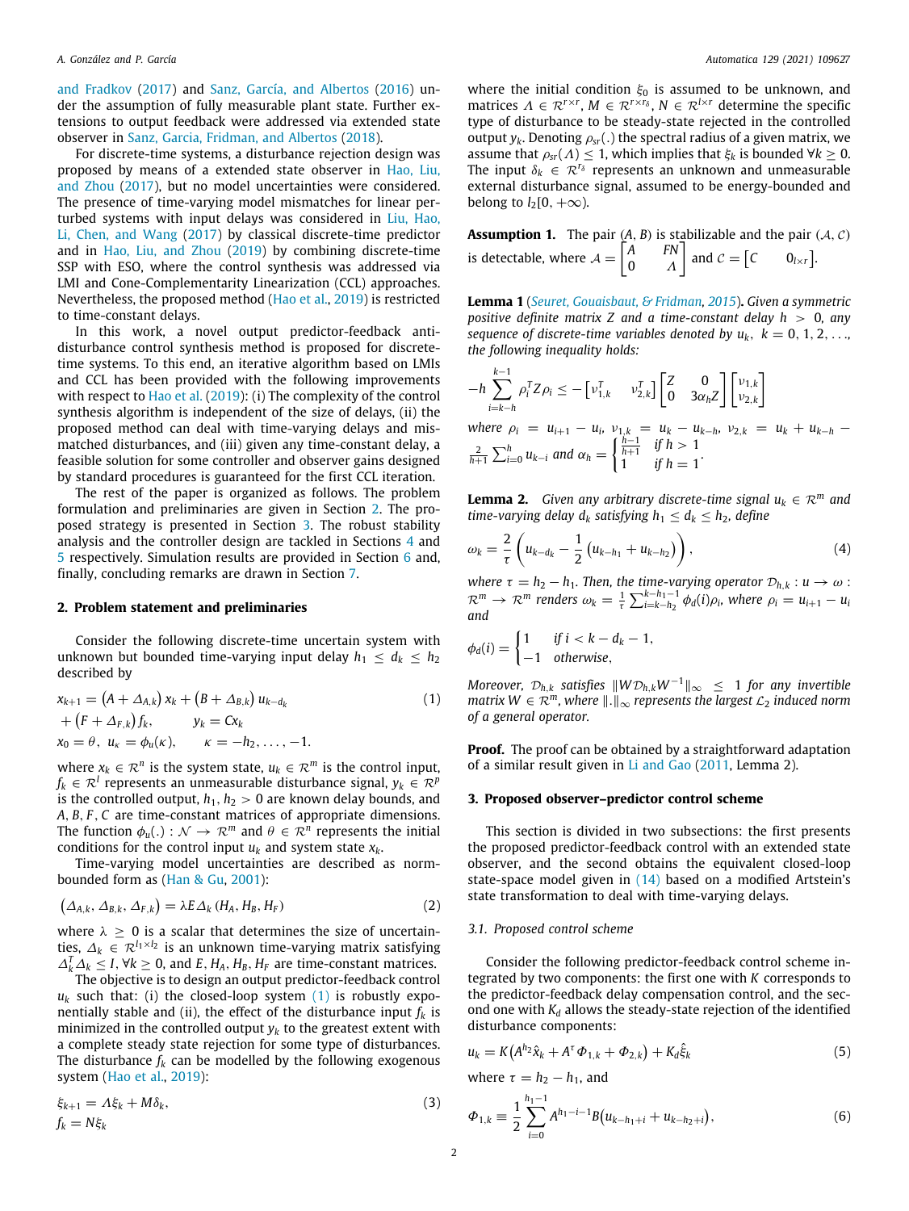and Fradkov (2017) and Sanz, García, and Albertos (2016) under the assumption of fully measurable plant state. Further extensions to output feedback were addressed via extended state observer in Sanz, Garcia, Fridman, and Albertos (2018).

For discrete-time systems, a disturbance rejection design was proposed by means of a extended state observer in Hao, Liu, and Zhou (2017), but no model uncertainties were considered. The presence of time-varying model mismatches for linear perturbed systems with input delays was considered in Liu, Hao, Li, Chen, and Wang (2017) by classical discrete-time predictor and in Hao, Liu, and Zhou (2019) by combining discrete-time SSP with ESO, where the control synthesis was addressed via LMI and Cone-Complementarity Linearization (CCL) approaches. Nevertheless, the proposed method (Hao et al., 2019) is restricted to time-constant delays.

In this work, a novel output predictor-feedback anti-disturbance control synthesis method is proposed for discrete-time systems. To this end, an iterative algorithm based on LMIs and CCL has been provided with the following improvements with respect to Hao et al. (2019): (i) The complexity of the control synthesis algorithm is independent of the size of delays, (ii) the proposed method can deal with time-varying delays and mismatched disturbances, and (iii) given any time-constant delay, a feasible solution for some controller and observer gains designed by standard procedures is guaranteed for the first CCL iteration.

The rest of the paper is organized as follows. The problem formulation and preliminaries are given in Section 2. The proposed strategy is presented in Section 3. The robust stability analysis and the controller design are tackled in Sections 4 and 5 respectively. Simulation results are provided in Section 6 and, finally, concluding remarks are drawn in Section 7.

## 2. Problem statement and preliminaries

Consider the following discrete-time uncertain system with unknown but bounded time-varying input delay $h_1 \leq d_k \leq h_2$ described by

$$
\begin{aligned}
x_{k+1} &= \left(A + \Delta_{A,k}\right) x_k + \left(B + \Delta_{B,k}\right) u_{k-d_k} \\
&+ \left(F + \Delta_{F,k}\right) f_k, \qquad y_k = C x_k \\
x_0 &= \theta, \quad u_\kappa = \phi_u(\kappa), \qquad \kappa = -h_2, \ldots, -1.
\end{aligned} \tag{1}
$$

where $x_k \in \mathcal{R}^n$ is the system state, $u_k \in \mathcal{R}^m$ is the control input, $f_k \in \mathcal{R}^l$ represents an unmeasurable disturbance signal, $y_k \in \mathcal{R}^p$ is the controlled output, $h_1, h_2 > 0$ are known delay bounds, and $A, B, F, C$ are time-constant matrices of appropriate dimensions. The function $\phi_u(.) : \mathcal{N} \to \mathcal{R}^m$ and $\theta \in \mathcal{R}^n$ represents the initial conditions for the control input $u_k$ and system state $x_k$.

Time-varying model uncertainties are described as norm-bounded form as (Han & Gu, 2001):

$$
\left(\Delta_{A,k}, \Delta_{B,k}, \Delta_{F,k}\right) = \lambda E \Delta_k \left(H_A, H_B, H_F\right) \tag{2}
$$

where $\lambda \geq 0$ is a scalar that determines the size of uncertainties, $\Delta_k \in \mathcal{R}^{l_1 \times l_2}$ is an unknown time-varying matrix satisfying $\Delta_k^T \Delta_k \leq I$, $\forall k \geq 0$, and $E, H_A, H_B, H_F$ are time-constant matrices.

The objective is to design an output predictor-feedback control $u_k$ such that: (i) the closed-loop system (1) is robustly exponentially stable and (ii), the effect of the disturbance input $f_k$ is minimized in the controlled output $y_k$ to the greatest extent with a complete steady state rejection for some type of disturbances. The disturbance $f_k$ can be modelled by the following exogenous system (Hao et al., 2019):

$$
\begin{aligned}
\xi_{k+1} &= \Lambda \xi_k + M \delta_k, \\
f_k &= N \xi_k
\end{aligned} \tag{3}
$$

where the initial condition $\xi_0$ is assumed to be unknown, and matrices $\Lambda \in \mathcal{R}^{r \times r}$, $M \in \mathcal{R}^{r \times r_\delta}$, $N \in \mathcal{R}^{l \times r}$ determine the specific type of disturbance to be steady-state rejected in the controlled output $y_k$. Denoting $\rho_{sr}(.)$ the spectral radius of a given matrix, we assume that $\rho_{sr}(\Lambda) \leq 1$, which implies that $\xi_k$ is bounded $\forall k \geq 0$. The input $\delta_k \in \mathcal{R}^{r_\delta}$ represents an unknown and unmeasurable external disturbance signal, assumed to be energy-bounded and belong to $l_2[0, +\infty)$.

**Assumption 1.** The pair $(A, B)$ is stabilizable and the pair $(\mathcal{A}, \mathcal{C})$ is detectable, where $\mathcal{A} = \begin{bmatrix} A & FN \\ 0 & \Lambda \end{bmatrix}$ and $\mathcal{C} = \begin{bmatrix} C & 0_{l \times r} \end{bmatrix}$.

**Lemma 1** (Seuret, Gouaisbaut, & Fridman, 2015)**.** *Given a symmetric positive definite matrix $Z$ and a time-constant delay $h > 0$, any sequence of discrete-time variables denoted by $u_k$, $k = 0, 1, 2, \ldots$, the following inequality holds:*

$$
-h \sum_{i=k-h}^{k-1} \rho_i^T Z \rho_i \leq -\begin{bmatrix} \nu_{1,k}^T & \nu_{2,k}^T \end{bmatrix} \begin{bmatrix} Z & 0 \\ 0 & 3\alpha_h Z \end{bmatrix} \begin{bmatrix} \nu_{1,k} \\ \nu_{2,k} \end{bmatrix}
$$

*where $\rho_i = u_{i+1} - u_i$, $\nu_{1,k} = u_k - u_{k-h}$, $\nu_{2,k} = u_k + u_{k-h} - \frac{2}{h+1} \sum_{i=0}^{h} u_{k-i}$ and $\alpha_h = \begin{cases} \frac{h-1}{h+1} & \text{if } h > 1 \\ 1 & \text{if } h = 1 \end{cases}$.*

**Lemma 2.** *Given any arbitrary discrete-time signal $u_k \in \mathcal{R}^m$ and time-varying delay $d_k$ satisfying $h_1 \leq d_k \leq h_2$, define*

$$
\omega_k = \frac{2}{\tau} \left( u_{k-d_k} - \frac{1}{2} \left( u_{k-h_1} + u_{k-h_2} \right) \right), \tag{4}
$$

*where $\tau = h_2 - h_1$. Then, the time-varying operator $\mathcal{D}_{h,k} : u \to \omega : \mathcal{R}^m \to \mathcal{R}^m$ renders $\omega_k = \frac{1}{\tau} \sum_{i=k-h_2}^{k-h_1-1} \phi_d(i) \rho_i$, where $\rho_i = u_{i+1} - u_i$ and*

$$
\phi_d(i) = \begin{cases} 1 & \text{if } i < k - d_k - 1, \\ -1 & \text{otherwise}, \end{cases}
$$

*Moreover, $\mathcal{D}_{h,k}$ satisfies $\|W \mathcal{D}_{h,k} W^{-1}\|_\infty \leq 1$ for any invertible matrix $W \in \mathcal{R}^m$, where $\|.\|_\infty$ represents the largest $\mathcal{L}_2$ induced norm of a general operator.*

**Proof.** The proof can be obtained by a straightforward adaptation of a similar result given in Li and Gao (2011, Lemma 2).

## 3. Proposed observer–predictor control scheme

This section is divided in two subsections: the first presents the proposed predictor-feedback control with an extended state observer, and the second obtains the equivalent closed-loop state-space model given in (14) based on a modified Artstein's state transformation to deal with time-varying delays.

### 3.1. Proposed control scheme

Consider the following predictor-feedback control scheme integrated by two components: the first one with $K$ corresponds to the predictor-feedback delay compensation control, and the second one with $K_d$ allows the steady-state rejection of the identified disturbance components:

$$
u_k = K \left( A^{h_2} \hat{x}_k + A^\tau \Phi_{1,k} + \Phi_{2,k} \right) + K_d \hat{\xi}_k \tag{5}
$$

where $\tau = h_2 - h_1$, and

$$
\Phi_{1,k} \equiv \frac{1}{2} \sum_{i=0}^{h_1-1} A^{h_1-i-1} B \left( u_{k-h_1+i} + u_{k-h_2+i} \right), \tag{6}
$$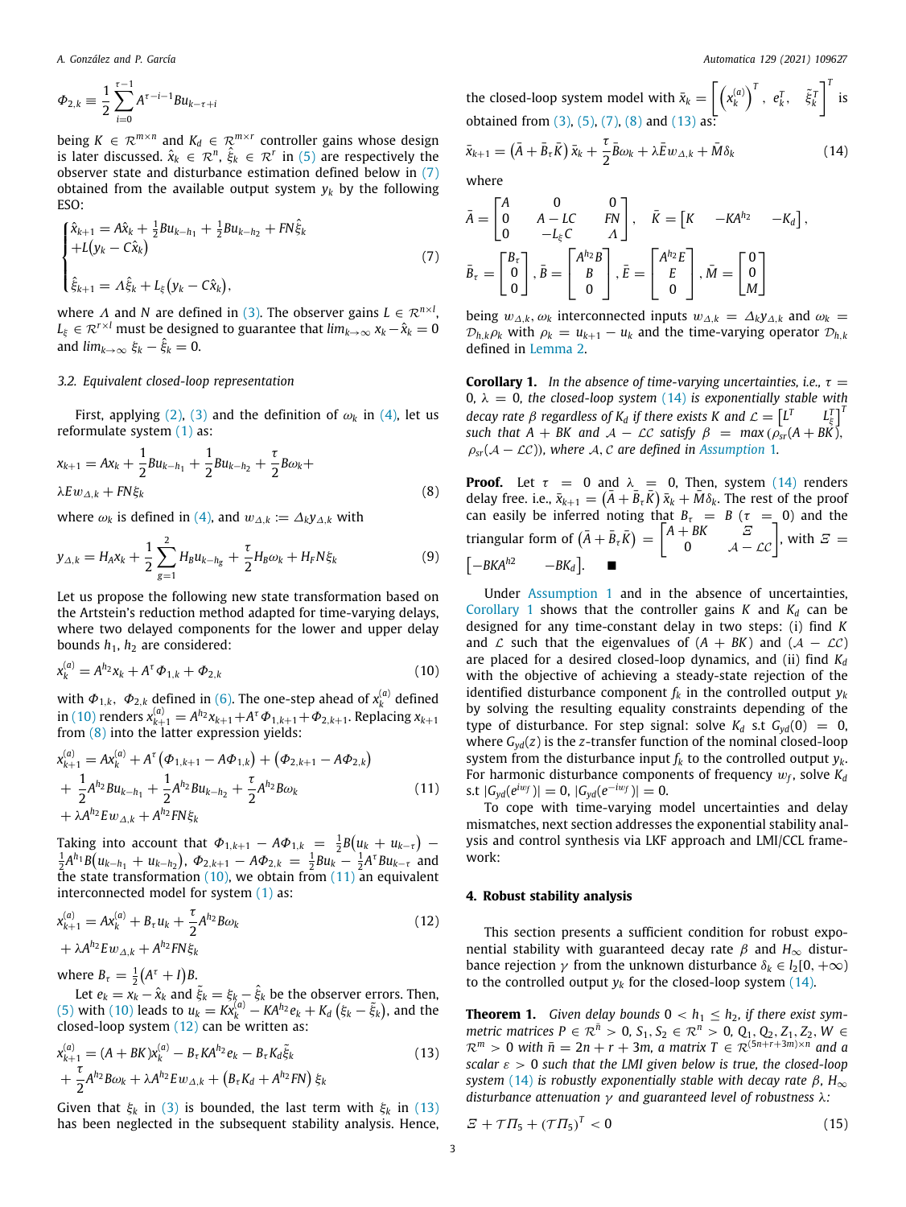$$\Phi_{2,k} \equiv \frac{1}{2}\sum_{i=0}^{\tau-1} A^{\tau-i-1}Bu_{k-\tau+i}$$

being $K \in \mathcal{R}^{m\times n}$ and $K_d \in \mathcal{R}^{m\times r}$ controller gains whose design is later discussed. $\hat{x}_k \in \mathcal{R}^n$, $\hat{\xi}_k \in \mathcal{R}^r$ in (5) are respectively the observer state and disturbance estimation defined below in (7) obtained from the available output system $y_k$ by the following ESO:

$$\begin{cases} \hat{x}_{k+1} = A\hat{x}_k + \frac{1}{2}Bu_{k-h_1} + \frac{1}{2}Bu_{k-h_2} + FN\hat{\xi}_k \\ +L\big(y_k - C\hat{x}_k\big) \\ \hat{\xi}_{k+1} = \Lambda\hat{\xi}_k + L_\xi\big(y_k - C\hat{x}_k\big), \end{cases} \tag{7}$$

where $\Lambda$ and $N$ are defined in (3). The observer gains $L \in \mathcal{R}^{n\times l}$, $L_\xi \in \mathcal{R}^{r\times l}$ must be designed to guarantee that $lim_{k\to\infty}\, x_k - \hat{x}_k = 0$ and $lim_{k\to\infty}\, \xi_k - \hat{\xi}_k = 0$.

### 3.2. Equivalent closed-loop representation

First, applying (2), (3) and the definition of $\omega_k$ in (4), let us reformulate system (1) as:

$$x_{k+1} = Ax_k + \frac{1}{2}Bu_{k-h_1} + \frac{1}{2}Bu_{k-h_2} + \frac{\tau}{2}B\omega_k + \lambda E w_{\Delta,k} + FN\xi_k \tag{8}$$

where $\omega_k$ is defined in (4), and $w_{\Delta,k} := \Delta_k y_{\Delta,k}$ with

$$y_{\Delta,k} = H_A x_k + \frac{1}{2}\sum_{g=1}^{2} H_B u_{k-h_g} + \frac{\tau}{2}H_B\omega_k + H_F N\xi_k \tag{9}$$

Let us propose the following new state transformation based on the Artstein's reduction method adapted for time-varying delays, where two delayed components for the lower and upper delay bounds $h_1$, $h_2$ are considered:

$$x_k^{(a)} = A^{h_2}x_k + A^{\tau}\Phi_{1,k} + \Phi_{2,k} \tag{10}$$

with $\Phi_{1,k}$, $\Phi_{2,k}$ defined in (6). The one-step ahead of $x_k^{(a)}$ defined in (10) renders $x_{k+1}^{(a)} = A^{h_2}x_{k+1} + A^{\tau}\Phi_{1,k+1} + \Phi_{2,k+1}$. Replacing $x_{k+1}$ from (8) into the latter expression yields:

$$\begin{aligned} x_{k+1}^{(a)} &= Ax_k^{(a)} + A^{\tau}\big(\Phi_{1,k+1} - A\Phi_{1,k}\big) + \big(\Phi_{2,k+1} - A\Phi_{2,k}\big) \\ &+ \frac{1}{2}A^{h_2}Bu_{k-h_1} + \frac{1}{2}A^{h_2}Bu_{k-h_2} + \frac{\tau}{2}A^{h_2}B\omega_k \\ &+ \lambda A^{h_2}Ew_{\Delta,k} + A^{h_2}FN\xi_k \end{aligned} \tag{11}$$

Taking into account that $\Phi_{1,k+1} - A\Phi_{1,k} = \frac{1}{2}B\big(u_k + u_{k-\tau}\big) - \frac{1}{2}A^{h_1}B\big(u_{k-h_1} + u_{k-h_2}\big)$, $\Phi_{2,k+1} - A\Phi_{2,k} = \frac{1}{2}Bu_k - \frac{1}{2}A^{\tau}Bu_{k-\tau}$ and the state transformation (10), we obtain from (11) an equivalent interconnected model for system (1) as:

$$\begin{aligned} x_{k+1}^{(a)} &= Ax_k^{(a)} + B_\tau u_k + \frac{\tau}{2}A^{h_2}B\omega_k \\ &+ \lambda A^{h_2}Ew_{\Delta,k} + A^{h_2}FN\xi_k \end{aligned} \tag{12}$$

where $B_\tau = \frac{1}{2}\big(A^{\tau} + I\big)B$.

Let $e_k = x_k - \hat{x}_k$ and $\tilde{\xi}_k = \xi_k - \hat{\xi}_k$ be the observer errors. Then, (5) with (10) leads to $u_k = Kx_k^{(a)} - KA^{h_2}e_k + K_d\big(\xi_k - \tilde{\xi}_k\big)$, and the closed-loop system (12) can be written as:

$$\begin{aligned} x_{k+1}^{(a)} &= (A + BK)x_k^{(a)} - B_\tau KA^{h_2}e_k - B_\tau K_d\tilde{\xi}_k \\ &+ \frac{\tau}{2}A^{h_2}B\omega_k + \lambda A^{h_2}Ew_{\Delta,k} + \big(B_\tau K_d + A^{h_2}FN\big)\xi_k \end{aligned} \tag{13}$$

Given that $\xi_k$ in (3) is bounded, the last term with $\xi_k$ in (13) has been neglected in the subsequent stability analysis. Hence, the closed-loop system model with $\bar{x}_k = \left[\left(x_k^{(a)}\right)^T,\ e_k^T,\ \tilde{\xi}_k^T\right]^T$ is obtained from (3), (5), (7), (8) and (13) as:

$$\bar{x}_{k+1} = \big(\bar{A} + \bar{B}_\tau\bar{K}\big)\bar{x}_k + \frac{\tau}{2}\bar{B}\omega_k + \lambda\bar{E}w_{\Delta,k} + \bar{M}\delta_k \tag{14}$$

where

$$\bar{A} = \begin{bmatrix} A & 0 & 0 \\ 0 & A - LC & FN \\ 0 & -L_\xi C & \Lambda \end{bmatrix},\quad \bar{K} = \begin{bmatrix} K & -KA^{h_2} & -K_d \end{bmatrix},$$

$$\bar{B}_\tau = \begin{bmatrix} B_\tau \\ 0 \\ 0 \end{bmatrix},\ \bar{B} = \begin{bmatrix} A^{h_2}B \\ B \\ 0 \end{bmatrix},\ \bar{E} = \begin{bmatrix} A^{h_2}E \\ E \\ 0 \end{bmatrix},\ \bar{M} = \begin{bmatrix} 0 \\ 0 \\ M \end{bmatrix}$$

being $w_{\Delta,k}, \omega_k$ interconnected inputs $w_{\Delta,k} = \Delta_k y_{\Delta,k}$ and $\omega_k = \mathcal{D}_{h,k}\rho_k$ with $\rho_k = u_{k+1} - u_k$ and the time-varying operator $\mathcal{D}_{h,k}$ defined in Lemma 2.

**Corollary 1.** *In the absence of time-varying uncertainties, i.e., $\tau = 0$, $\lambda = 0$, the closed-loop system (14) is exponentially stable with decay rate $\beta$ regardless of $K_d$ if there exists $K$ and $\mathcal{L} = \begin{bmatrix} L^T & L_\xi^T \end{bmatrix}^T$ such that $A + BK$ and $\mathcal{A} - \mathcal{LC}$ satisfy $\beta = max\,(\rho_{sr}(A + BK),\ \rho_{sr}(\mathcal{A} - \mathcal{LC}))$, where $\mathcal{A}, \mathcal{C}$ are defined in Assumption 1.*

**Proof.** Let $\tau = 0$ and $\lambda = 0$, Then, system (14) renders delay free. i.e., $\bar{x}_{k+1} = \big(\bar{A} + \bar{B}_\tau\bar{K}\big)\bar{x}_k + \bar{M}\delta_k$. The rest of the proof can easily be inferred noting that $B_\tau = B$ ($\tau = 0$) and the triangular form of $\big(\bar{A} + \bar{B}_\tau\bar{K}\big) = \begin{bmatrix} A + BK & \Xi \\ 0 & \mathcal{A} - \mathcal{LC} \end{bmatrix}$, with $\Xi = \begin{bmatrix} -BKA^{h_2} & -BK_d \end{bmatrix}$. ■

Under Assumption 1 and in the absence of uncertainties, Corollary 1 shows that the controller gains $K$ and $K_d$ can be designed for any time-constant delay in two steps: (i) find $K$ and $\mathcal{L}$ such that the eigenvalues of $(A + BK)$ and $(\mathcal{A} - \mathcal{LC})$ are placed for a desired closed-loop dynamics, and (ii) find $K_d$ with the objective of achieving a steady-state rejection of the identified disturbance component $f_k$ in the controlled output $y_k$ by solving the resulting equality constraints depending of the type of disturbance. For step signal: solve $K_d$ s.t $G_{yd}(0) = 0$, where $G_{yd}(z)$ is the $z$-transfer function of the nominal closed-loop system from the disturbance input $f_k$ to the controlled output $y_k$. For harmonic disturbance components of frequency $w_f$, solve $K_d$ s.t $|G_{yd}(e^{iw_f})| = 0$, $|G_{yd}(e^{-iw_f})| = 0$.

To cope with time-varying model uncertainties and delay mismatches, next section addresses the exponential stability analysis and control synthesis via LKF approach and LMI/CCL framework:

## 4. Robust stability analysis

This section presents a sufficient condition for robust exponential stability with guaranteed decay rate $\beta$ and $H_\infty$ disturbance rejection $\gamma$ from the unknown disturbance $\delta_k \in l_2[0, +\infty)$ to the controlled output $y_k$ for the closed-loop system (14).

**Theorem 1.** *Given delay bounds $0 < h_1 \le h_2$, if there exist symmetric matrices $P \in \mathcal{R}^{\bar{n}} > 0$, $S_1, S_2 \in \mathcal{R}^n > 0$, $Q_1, Q_2, Z_1, Z_2, W \in \mathcal{R}^m > 0$ with $\bar{n} = 2n + r + 3m$, a matrix $T \in \mathcal{R}^{(5n+r+3m)\times n}$ and a scalar $\varepsilon > 0$ such that the LMI given below is true, the closed-loop system (14) is robustly exponentially stable with decay rate $\beta$, $H_\infty$ disturbance attenuation $\gamma$ and guaranteed level of robustness $\lambda$:*

$$\Xi + \mathcal{T}\Pi_5 + (\mathcal{T}\Pi_5)^T < 0 \tag{15}$$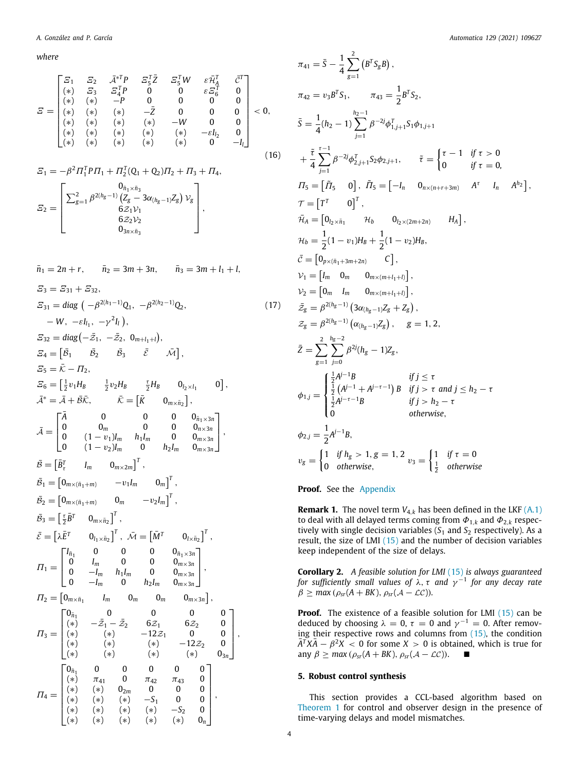where

$$
\Xi = \begin{bmatrix} \Xi_1 & \Xi_2 & \bar{\mathcal{A}}^{*T}P & \Xi_5^T\bar{Z} & \Xi_5^T W & \varepsilon\bar{\mathcal{H}}_A^T & \bar{\mathcal{C}}^T \\ (*) & \Xi_3 & \Xi_4^T P & 0 & 0 & \varepsilon\Xi_6^T & 0 \\ (*) & (*) & -P & 0 & 0 & 0 & 0 \\ (*) & (*) & (*) & -\bar{Z} & 0 & 0 & 0 \\ (*) & (*) & (*) & (*) & -W & 0 & 0 \\ (*) & (*) & (*) & (*) & (*) & -\varepsilon I_{l_2} & 0 \\ (*) & (*) & (*) & (*) & (*) & 0 & -I_l \end{bmatrix} < 0, \tag{16}
$$

$$
\Xi_1 = -\beta^2\Pi_1^T P\Pi_1 + \Pi_2^T(Q_1+Q_2)\Pi_2 + \Pi_3 + \Pi_4,
$$

$$
\Xi_2 = \begin{bmatrix} 0_{\bar{n}_1\times\bar{n}_3} \\ \sum_{g=1}^{2}\beta^{2(h_g-1)}\left(Z_g - 3\alpha_{(h_g-1)}Z_g\right)\mathcal{V}_g \\ 6\mathcal{Z}_1\mathcal{V}_1 \\ 6\mathcal{Z}_2\mathcal{V}_2 \\ 0_{3n\times\bar{n}_3} \end{bmatrix},
$$

$$
\bar{n}_1 = 2n+r, \qquad \bar{n}_2 = 3m+3n, \qquad \bar{n}_3 = 3m+l_1+l,
$$

$$
\Xi_3 = \Xi_{31}+\Xi_{32},
$$

$$
\Xi_{31} = diag\,\big(-\beta^{2(h_1-1)}Q_1,\ -\beta^{2(h_2-1)}Q_2,\ -W,\ -\varepsilon I_{l_1},\ -\gamma^2 I_l\big), \tag{17}
$$

$$
\Xi_{32} = diag\big(-\bar{\mathcal{Z}}_1,\ -\bar{\mathcal{Z}}_2,\ 0_{m+l_1+l}\big),
$$

$$
\Xi_4 = \begin{bmatrix} \bar{\mathcal{B}}_1 & \bar{\mathcal{B}}_2 & \bar{\mathcal{B}}_3 & \bar{\mathcal{E}} & \bar{\mathcal{M}} \end{bmatrix},
$$

$$
\Xi_5 = \bar{\mathcal{K}} - \Pi_2,
$$

$$
\Xi_6 = \begin{bmatrix} \frac{1}{2}v_1 H_B & \frac{1}{2}v_2 H_B & \frac{\tau}{2}H_B & 0_{l_2\times l_1} & 0 \end{bmatrix},
$$

$$
\bar{\mathcal{A}}^* = \bar{\mathcal{A}} + \bar{\mathcal{B}}\bar{\mathcal{K}}, \qquad \bar{\mathcal{K}} = \begin{bmatrix} \bar{K} & 0_{m\times\bar{n}_2} \end{bmatrix},
$$

$$
\bar{\mathcal{A}} = \begin{bmatrix} \bar{A} & 0 & 0 & 0 & 0_{\bar{n}_1\times 3n} \\ 0 & 0_m & 0 & 0 & 0_{n\times 3n} \\ 0 & (1-v_1)I_m & h_1 I_m & 0 & 0_{m\times 3n} \\ 0 & (1-v_2)I_m & 0 & h_2 I_m & 0_{m\times 3n} \end{bmatrix},
$$

$$
\bar{\mathcal{B}} = \begin{bmatrix} \bar{B}_\tau^T & I_m & 0_{m\times 2m} \end{bmatrix}^T,
$$

$$
\bar{\mathcal{B}}_1 = \begin{bmatrix} 0_{m\times(\bar{n}_1+m)} & -v_1 I_m & 0_m \end{bmatrix}^T,
$$

$$
\bar{\mathcal{B}}_2 = \begin{bmatrix} 0_{m\times(\bar{n}_1+m)} & 0_m & -v_2 I_m \end{bmatrix}^T,
$$

$$
\bar{\mathcal{B}}_3 = \begin{bmatrix} \frac{\tau}{2}\bar{B}^T & 0_{m\times\bar{n}_2} \end{bmatrix}^T,
$$

$$
\bar{\mathcal{E}} = \begin{bmatrix} \lambda\bar{E}^T & 0_{l_1\times\bar{n}_2} \end{bmatrix}^T, \quad \bar{\mathcal{M}} = \begin{bmatrix} \bar{M}^T & 0_{l\times\bar{n}_2} \end{bmatrix}^T,
$$

$$
\Pi_1 = \begin{bmatrix} I_{\bar{n}_1} & 0 & 0 & 0 & 0_{\bar{n}_1\times 3n} \\ 0 & I_m & 0 & 0 & 0_{m\times 3n} \\ 0 & -I_m & h_1 I_m & 0 & 0_{m\times 3n} \\ 0 & -I_m & 0 & h_2 I_m & 0_{m\times 3n} \end{bmatrix},
$$

$$
\Pi_2 = \begin{bmatrix} 0_{m\times\bar{n}_1} & I_m & 0_m & 0_m & 0_{m\times 3n} \end{bmatrix},
$$

$$
\Pi_3 = \begin{bmatrix} 0_{\bar{n}_1} & 0 & 0 & 0 & 0 \\ (*) & -\bar{\mathcal{Z}}_1-\bar{\mathcal{Z}}_2 & 6\mathcal{Z}_1 & 6\mathcal{Z}_2 & 0 \\ (*) & (*) & -12\mathcal{Z}_1 & 0 & 0 \\ (*) & (*) & (*) & -12\mathcal{Z}_2 & 0 \\ (*) & (*) & (*) & (*) & 0_{3n} \end{bmatrix},
$$

$$
\Pi_4 = \begin{bmatrix} 0_{\bar{n}_1} & 0 & 0 & 0 & 0 & 0 \\ (*) & \pi_{41} & 0 & \pi_{42} & \pi_{43} & 0 \\ (*) & (*) & 0_{2m} & 0 & 0 & 0 \\ (*) & (*) & (*) & -S_1 & 0 & 0 \\ (*) & (*) & (*) & (*) & -S_2 & 0 \\ (*) & (*) & (*) & (*) & (*) & 0_n \end{bmatrix},
$$

$$
\pi_{41} = \bar{S} - \frac{1}{4}\sum_{g=1}^{2}\left(B^T S_g B\right),
$$

$$
\pi_{42} = v_3 B^T S_1, \qquad \pi_{43} = \frac{1}{2}B^T S_2,
$$

$$
\bar{S} = \frac{1}{4}(h_2-1)\sum_{j=1}^{h_2-1}\beta^{-2j}\phi_{1,j+1}^T S_1\phi_{1,j+1} + \frac{\tilde{\tau}}{4}\sum_{j=1}^{\tau-1}\beta^{-2j}\phi_{2,j+1}^T S_2\phi_{2,j+1}, \qquad \tilde{\tau} = \begin{cases} \tau-1 & \text{if } \tau > 0 \\ 0 & \text{if } \tau = 0, \end{cases}
$$

$$
\Pi_5 = \begin{bmatrix} \bar{\Pi}_5 & 0 \end{bmatrix}, \ \bar{\Pi}_5 = \begin{bmatrix} -I_n & 0_{n\times(n+r+3m)} & A^\tau & I_n & A^{h_2} \end{bmatrix},
$$

$$
\mathcal{T} = \begin{bmatrix} T^T & 0 \end{bmatrix}^T,
$$

$$
\bar{\mathcal{H}}_A = \begin{bmatrix} 0_{l_2\times\bar{n}_1} & \mathcal{H}_b & 0_{l_2\times(2m+2n)} & H_A \end{bmatrix},
$$

$$
\mathcal{H}_b = \frac{1}{2}(1-v_1)H_B + \frac{1}{2}(1-v_2)H_B,
$$

$$
\bar{\mathcal{C}} = \begin{bmatrix} 0_{p\times(\bar{n}_1+3m+2n)} & C \end{bmatrix},
$$

$$
\mathcal{V}_1 = \begin{bmatrix} I_m & 0_m & 0_{m\times(m+l_1+l)} \end{bmatrix},
$$

$$
\mathcal{V}_2 = \begin{bmatrix} 0_m & I_m & 0_{m\times(m+l_1+l)} \end{bmatrix},
$$

$$
\bar{\mathcal{Z}}_g = \beta^{2(h_g-1)}\left(3\alpha_{(h_g-1)}Z_g + Z_g\right),
$$

$$
\mathcal{Z}_g = \beta^{2(h_g-1)}\left(\alpha_{(h_g-1)}Z_g\right), \qquad g = 1, 2,
$$

$$
\bar{Z} = \sum_{g=1}^{2}\sum_{j=0}^{h_g-2}\beta^{2j}(h_g-1)Z_g,
$$

$$
\phi_{1,j} = \begin{cases} \frac{1}{2}A^{j-1}B & \text{if } j \le \tau \\ \frac{1}{2}\left(A^{j-1}+A^{j-\tau-1}\right)B & \text{if } j > \tau \text{ and } j \le h_2-\tau \\ \frac{1}{2}A^{j-\tau-1}B & \text{if } j > h_2-\tau \\ 0 & \text{otherwise}, \end{cases}
$$

$$
\phi_{2,j} = \frac{1}{2}A^{j-1}B,
$$

$$
v_g = \begin{cases} 1 & \text{if } h_g > 1, g = 1, 2 \\ 0 & \text{otherwise}, \end{cases} \qquad v_3 = \begin{cases} 1 & \text{if } \tau = 0 \\ \frac{1}{2} & \text{otherwise} \end{cases}
$$

**Proof.** See the Appendix

**Remark 1.** The novel term $V_{4,k}$ has been defined in the LKF (A.1) to deal with all delayed terms coming from $\Phi_{1,k}$ and $\Phi_{2,k}$ respectively with single decision variables ($S_1$ and $S_2$ respectively). As a result, the size of LMI (15) and the number of decision variables keep independent of the size of delays.

**Corollary 2.** *A feasible solution for LMI (15) is always guaranteed for sufficiently small values of $\lambda$, $\tau$ and $\gamma^{-1}$ for any decay rate $\beta \ge max\,(\rho_{sr}(A+BK), \rho_{sr}(\mathcal{A}-\mathcal{L}\mathcal{C}))$.*

**Proof.** The existence of a feasible solution for LMI (15) can be deduced by choosing $\lambda = 0$, $\tau = 0$ and $\gamma^{-1} = 0$. After removing their respective rows and columns from (15), the condition $\bar{A}^T X\bar{A} - \beta^2 X < 0$ for some $X > 0$ is obtained, which is true for any $\beta \ge max\,(\rho_{sr}(A+BK), \rho_{sr}(\mathcal{A}-\mathcal{L}\mathcal{C}))$. ■

## 5. Robust control synthesis

This section provides a CCL-based algorithm based on Theorem 1 for control and observer design in the presence of time-varying delays and model mismatches.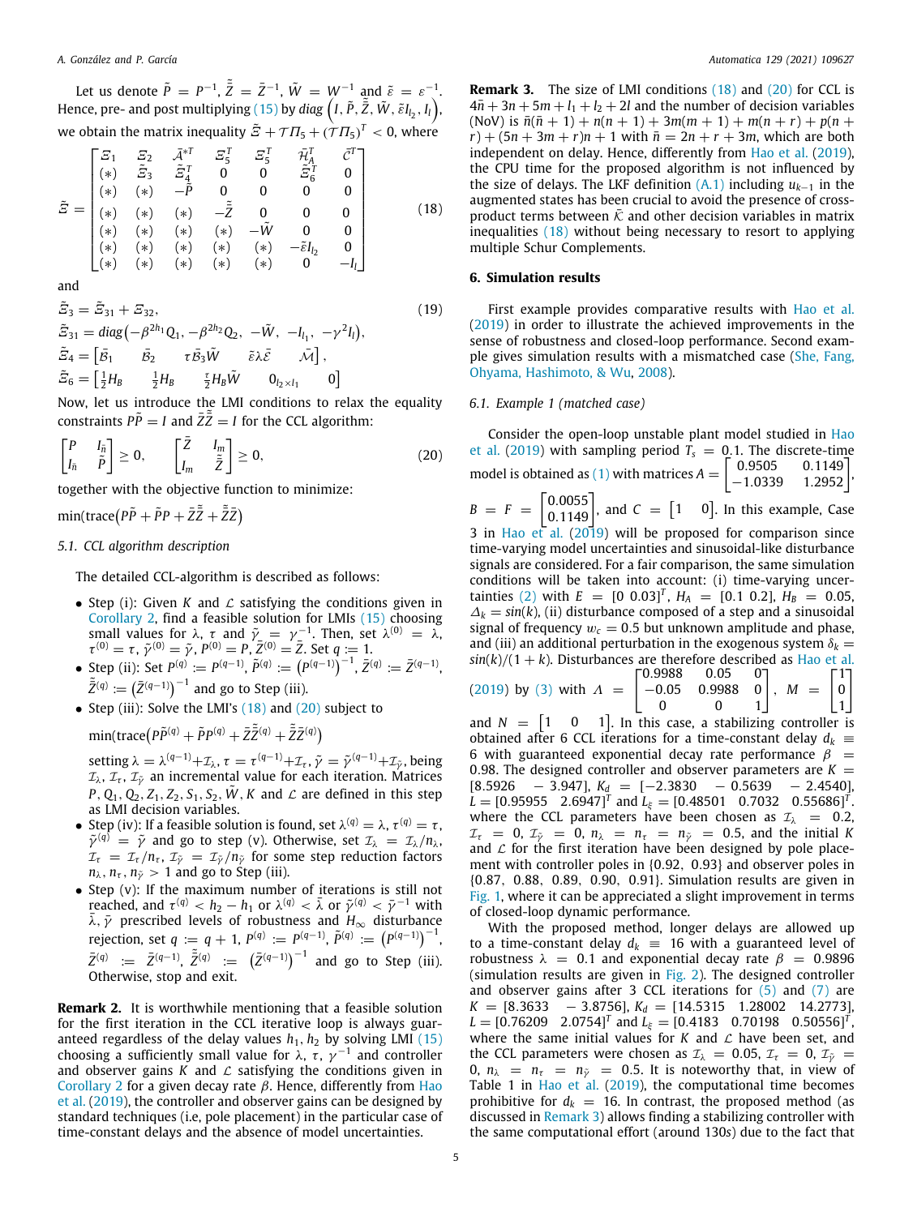Let us denote $\tilde{P} = P^{-1}$, $\tilde{\bar{Z}} = \bar{Z}^{-1}$, $\tilde{W} = W^{-1}$ and $\tilde{\varepsilon} = \varepsilon^{-1}$. Hence, pre- and post multiplying (15) by $diag\left(I, \tilde{P}, \tilde{\bar{Z}}, \tilde{W}, \tilde{\varepsilon}I_{l_2}, I_l\right)$, we obtain the matrix inequality $\tilde{\Xi} + \mathcal{T}\Pi_5 + (\mathcal{T}\Pi_5)^T < 0$, where

$$
\tilde{\Xi} = \begin{bmatrix} \Xi_1 & \Xi_2 & \bar{\mathcal{A}}^{*T} & \Xi_5^T & \Xi_5^T & \bar{\mathcal{H}}_A^T & \bar{\mathcal{C}}^T \\ (*) & \tilde{\Xi}_3 & \tilde{\Xi}_4^T & 0 & 0 & \tilde{\Xi}_6^T & 0 \\ (*) & (*) & -\tilde{P} & 0 & 0 & 0 & 0 \\ (*) & (*) & (*) & -\tilde{\bar{Z}} & 0 & 0 & 0 \\ (*) & (*) & (*) & (*) & -\tilde{W} & 0 & 0 \\ (*) & (*) & (*) & (*) & (*) & -\tilde{\varepsilon}I_{l_2} & 0 \\ (*) & (*) & (*) & (*) & (*) & 0 & -I_l \end{bmatrix} \tag{18}
$$

and

$$
\begin{aligned}
&\tilde{\Xi}_3 = \tilde{\Xi}_{31} + \Xi_{32}, \\
&\tilde{\Xi}_{31} = diag\left(-\beta^{2h_1}Q_1, -\beta^{2h_2}Q_2, -\tilde{W}, -I_{l_1}, -\gamma^2 I_l\right), \\
&\tilde{\Xi}_4 = \begin{bmatrix} \bar{\mathcal{B}}_1 & \bar{\mathcal{B}}_2 & \tau\bar{\mathcal{B}}_3\tilde{W} & \tilde{\varepsilon}\lambda\bar{\mathcal{E}} & \bar{\mathcal{M}} \end{bmatrix}, \\
&\tilde{\Xi}_6 = \begin{bmatrix} \tfrac{1}{2}H_B & \tfrac{1}{2}H_B & \tfrac{\tau}{2}H_B\tilde{W} & 0_{l_2\times l_1} & 0 \end{bmatrix}
\end{aligned} \tag{19}
$$

Now, let us introduce the LMI conditions to relax the equality constraints $P\tilde{P} = I$ and $\bar{Z}\tilde{\bar{Z}} = I$ for the CCL algorithm:

$$
\begin{bmatrix} P & I_{\bar{n}} \\ I_{\bar{n}} & \tilde{P} \end{bmatrix} \geq 0, \qquad \begin{bmatrix} \bar{Z} & I_m \\ I_m & \tilde{\bar{Z}} \end{bmatrix} \geq 0, \tag{20}
$$

together with the objective function to minimize:

$$
\min\left(\text{trace}\left(P\tilde{P} + \tilde{P}P + \bar{Z}\tilde{\bar{Z}} + \tilde{\bar{Z}}\bar{Z}\right)\right)
$$

### 5.1. CCL algorithm description

The detailed CCL-algorithm is described as follows:

- Step (i): Given $K$ and $\mathcal{L}$ satisfying the conditions given in Corollary 2, find a feasible solution for LMIs (15) choosing small values for $\lambda$, $\tau$ and $\bar{\gamma} = \gamma^{-1}$. Then, set $\lambda^{(0)} = \lambda$, $\tau^{(0)} = \tau$, $\bar{\gamma}^{(0)} = \bar{\gamma}$, $P^{(0)} = P$, $\bar{Z}^{(0)} = \bar{Z}$. Set $q := 1$.
- Step (ii): Set $P^{(q)} := P^{(q-1)}$, $\tilde{P}^{(q)} := \left(P^{(q-1)}\right)^{-1}$, $\bar{Z}^{(q)} := \bar{Z}^{(q-1)}$, $\tilde{\bar{Z}}^{(q)} := \left(\bar{Z}^{(q-1)}\right)^{-1}$ and go to Step (iii).
- Step (iii): Solve the LMI's (18) and (20) subject to

  $\min(\text{trace}(P\tilde{P}^{(q)} + \tilde{P}P^{(q)} + \bar{Z}\tilde{\bar{Z}}^{(q)} + \tilde{\bar{Z}}\bar{Z}^{(q)})$

  setting $\lambda = \lambda^{(q-1)} + \mathcal{I}_\lambda$, $\tau = \tau^{(q-1)} + \mathcal{I}_\tau$, $\bar{\gamma} = \bar{\gamma}^{(q-1)} + \mathcal{I}_{\bar{\gamma}}$, being $\mathcal{I}_\lambda$, $\mathcal{I}_\tau$, $\mathcal{I}_{\bar{\gamma}}$ an incremental value for each iteration. Matrices $P, Q_1, Q_2, Z_1, Z_2, S_1, S_2, \tilde{W}, K$ and $\mathcal{L}$ are defined in this step as LMI decision variables.
- Step (iv): If a feasible solution is found, set $\lambda^{(q)} = \lambda$, $\tau^{(q)} = \tau$, $\bar{\gamma}^{(q)} = \bar{\gamma}$ and go to step (v). Otherwise, set $\mathcal{I}_\lambda = \mathcal{I}_\lambda/n_\lambda$, $\mathcal{I}_\tau = \mathcal{I}_\tau/n_\tau$, $\mathcal{I}_{\bar{\gamma}} = \mathcal{I}_{\bar{\gamma}}/n_{\bar{\gamma}}$ for some step reduction factors $n_\lambda, n_\tau, n_{\bar{\gamma}} > 1$ and go to Step (iii).
- Step (v): If the maximum number of iterations is still not reached, and $\tau^{(q)} < h_2 - h_1$ or $\lambda^{(q)} < \bar{\lambda}$ or $\bar{\gamma}^{(q)} < \bar{\gamma}^{-1}$ with $\bar{\lambda}, \bar{\gamma}$ prescribed levels of robustness and $H_\infty$ disturbance rejection, set $q := q + 1$, $P^{(q)} := P^{(q-1)}$, $\tilde{P}^{(q)} := \left(P^{(q-1)}\right)^{-1}$, $\bar{Z}^{(q)} := \bar{Z}^{(q-1)}$, $\tilde{\bar{Z}}^{(q)} := \left(\bar{Z}^{(q-1)}\right)^{-1}$ and go to Step (iii). Otherwise, stop and exit.

**Remark 2.** It is worthwhile mentioning that a feasible solution for the first iteration in the CCL iterative loop is always guaranteed regardless of the delay values $h_1, h_2$ by solving LMI (15) choosing a sufficiently small value for $\lambda$, $\tau$, $\gamma^{-1}$ and controller and observer gains $K$ and $\mathcal{L}$ satisfying the conditions given in Corollary 2 for a given decay rate $\beta$. Hence, differently from Hao et al. (2019), the controller and observer gains can be designed by standard techniques (i.e, pole placement) in the particular case of time-constant delays and the absence of model uncertainties.

**Remark 3.** The size of LMI conditions (18) and (20) for CCL is $4\bar{n} + 3n + 5m + l_1 + l_2 + 2l$ and the number of decision variables (NoV) is $\bar{n}(\bar{n} + 1) + n(n + 1) + 3m(m + 1) + m(n + r) + p(n + r) + (5n + 3m + r)n + 1$ with $\bar{n} = 2n + r + 3m$, which are both independent on delay. Hence, differently from Hao et al. (2019), the CPU time for the proposed algorithm is not influenced by the size of delays. The LKF definition (A.1) including $u_{k-1}$ in the augmented states has been crucial to avoid the presence of cross-product terms between $\bar{\mathcal{K}}$ and other decision variables in matrix inequalities (18) without being necessary to resort to applying multiple Schur Complements.

## 6. Simulation results

First example provides comparative results with Hao et al. (2019) in order to illustrate the achieved improvements in the sense of robustness and closed-loop performance. Second example gives simulation results with a mismatched case (She, Fang, Ohyama, Hashimoto, & Wu, 2008).

### 6.1. Example 1 (matched case)

Consider the open-loop unstable plant model studied in Hao et al. (2019) with sampling period $T_s = 0.1$. The discrete-time model is obtained as (1) with matrices $A = \begin{bmatrix} 0.9505 & 0.1149 \\ -1.0339 & 1.2952 \end{bmatrix}$, $B = F = \begin{bmatrix} 0.0055 \\ 0.1149 \end{bmatrix}$, and $C = \begin{bmatrix} 1 & 0 \end{bmatrix}$. In this example, Case 3 in Hao et al. (2019) will be proposed for comparison since time-varying model uncertainties and sinusoidal-like disturbance signals are considered. For a fair comparison, the same simulation conditions will be taken into account: (i) time-varying uncertainties (2) with $E = [0\ 0.03]^T$, $H_A = [0.1\ 0.2]$, $H_B = 0.05$, $\Delta_k = sin(k)$, (ii) disturbance composed of a step and a sinusoidal signal of frequency $w_c = 0.5$ but unknown amplitude and phase, and (iii) an additional perturbation in the exogenous system $\delta_k = sin(k)/(1 + k)$. Disturbances are therefore described as Hao et al. (2019) by (3) with $\Lambda = \begin{bmatrix} 0.9988 & 0.05 & 0 \\ -0.05 & 0.9988 & 0 \\ 0 & 0 & 1 \end{bmatrix}$, $M = \begin{bmatrix} 1 \\ 0 \\ 1 \end{bmatrix}$ and $N = \begin{bmatrix} 1 & 0 & 1 \end{bmatrix}$. In this case, a stabilizing controller is obtained after 6 CCL iterations for a time-constant delay $d_k \equiv 6$ with guaranteed exponential decay rate performance $\beta = 0.98$. The designed controller and observer parameters are $K = [8.5926\ \ -3.947]$, $K_d = [-2.3830\ \ -0.5639\ \ -2.4540]$, $L = [0.95955\ \ 2.6947]^T$ and $L_\xi = [0.48501\ \ 0.7032\ \ 0.55686]^T$. where the CCL parameters have been chosen as $\mathcal{I}_\lambda = 0.2$, $\mathcal{I}_\tau = 0$, $\mathcal{I}_{\bar{\gamma}} = 0$, $n_\lambda = n_\tau = n_{\bar{\gamma}} = 0.5$, and the initial $K$ and $\mathcal{L}$ for the first iteration have been designed by pole placement with controller poles in $\{0.92, 0.93\}$ and observer poles in $\{0.87, 0.88, 0.89, 0.90, 0.91\}$. Simulation results are given in Fig. 1, where it can be appreciated a slight improvement in terms of closed-loop dynamic performance.

With the proposed method, longer delays are allowed up to a time-constant delay $d_k \equiv 16$ with a guaranteed level of robustness $\lambda = 0.1$ and exponential decay rate $\beta = 0.9896$ (simulation results are given in Fig. 2). The designed controller and observer gains after 3 CCL iterations for (5) and (7) are $K = [8.3633\ \ -3.8756]$, $K_d = [14.5315\ \ 1.28002\ \ 14.2773]$, $L = [0.76209\ \ 2.0754]^T$ and $L_\xi = [0.4183\ \ 0.70198\ \ 0.50556]^T$, where the same initial values for $K$ and $\mathcal{L}$ have been set, and the CCL parameters were chosen as $\mathcal{I}_\lambda = 0.05$, $\mathcal{I}_\tau = 0$, $\mathcal{I}_{\bar{\gamma}} = 0$, $n_\lambda = n_\tau = n_{\bar{\gamma}} = 0.5$. It is noteworthy that, in view of Table 1 in Hao et al. (2019), the computational time becomes prohibitive for $d_k = 16$. In contrast, the proposed method (as discussed in Remark 3) allows finding a stabilizing controller with the same computational effort (around 130s) due to the fact that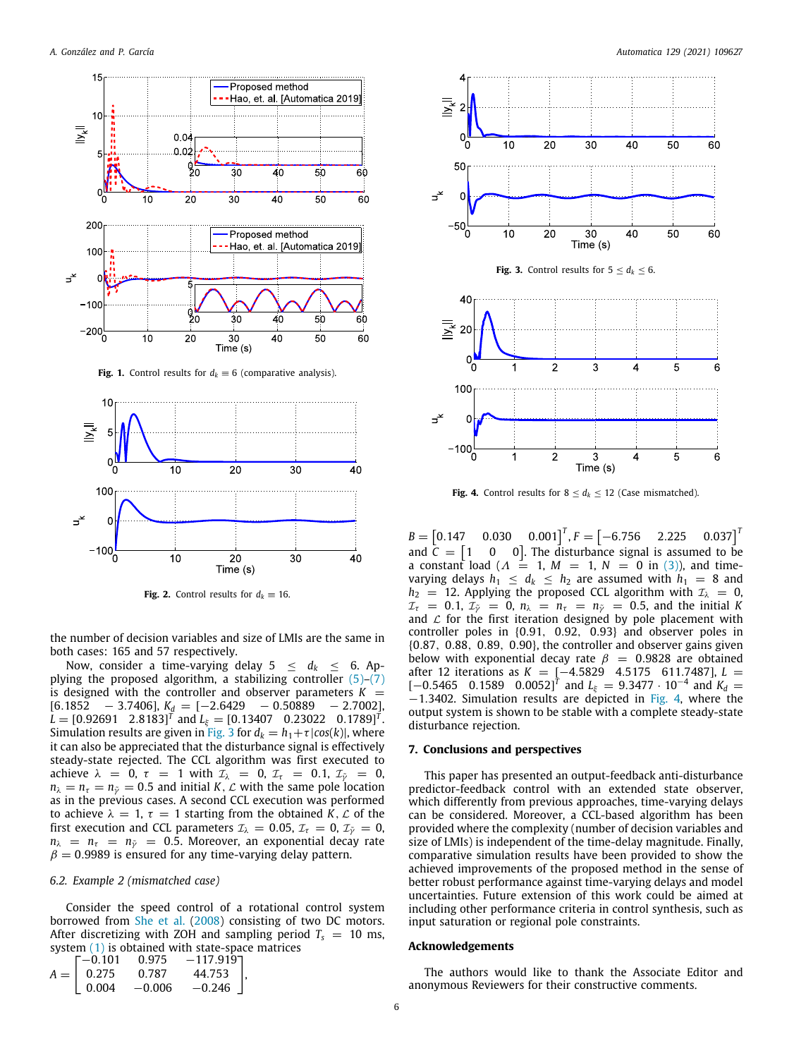Fig. 1. Control results for $d_k \equiv 6$ (comparative analysis).

Fig. 2. Control results for $d_k \equiv 16$.

the number of decision variables and size of LMIs are the same in both cases: 165 and 57 respectively.

Now, consider a time-varying delay $5 \le d_k \le 6$. Applying the proposed algorithm, a stabilizing controller (5)–(7) is designed with the controller and observer parameters $K = [6.1852 \quad -3.7406]$, $K_d = [-2.6429 \quad -0.50889 \quad -2.7002]$, $L = [0.92691 \quad 2.8183]^T$ and $L_\xi = [0.13407 \quad 0.23022 \quad 0.1789]^T$. Simulation results are given in Fig. 3 for $d_k = h_1 + \tau|cos(k)|$, where it can also be appreciated that the disturbance signal is effectively steady-state rejected. The CCL algorithm was first executed to achieve $\lambda = 0$, $\tau = 1$ with $\mathcal{I}_\lambda = 0$, $\mathcal{I}_\tau = 0.1$, $\mathcal{I}_{\tilde{\gamma}} = 0$, $n_\lambda = n_\tau = n_{\tilde{\gamma}} = 0.5$ and initial $K, \mathcal{L}$ with the same pole location as in the previous cases. A second CCL execution was performed to achieve $\lambda = 1$, $\tau = 1$ starting from the obtained $K, \mathcal{L}$ of the first execution and CCL parameters $\mathcal{I}_\lambda = 0.05$, $\mathcal{I}_\tau = 0$, $\mathcal{I}_{\tilde{\gamma}} = 0$, $n_\lambda = n_\tau = n_{\tilde{\gamma}} = 0.5$. Moreover, an exponential decay rate $\beta = 0.9989$ is ensured for any time-varying delay pattern.

### 6.2. Example 2 (mismatched case)

Consider the speed control of a rotational control system borrowed from She et al. (2008) consisting of two DC motors. After discretizing with ZOH and sampling period $T_s = 10$ ms, system (1) is obtained with state-space matrices

$$A = \begin{bmatrix} -0.101 & 0.975 & -117.919 \\ 0.275 & 0.787 & 44.753 \\ 0.004 & -0.006 & -0.246 \end{bmatrix},$$

Fig. 3. Control results for $5 \le d_k \le 6$.

Fig. 4. Control results for $8 \le d_k \le 12$ (Case mismatched).

$B = \begin{bmatrix} 0.147 & 0.030 & 0.001 \end{bmatrix}^T$, $F = \begin{bmatrix} -6.756 & 2.225 & 0.037 \end{bmatrix}^T$ and $C = \begin{bmatrix} 1 & 0 & 0 \end{bmatrix}$. The disturbance signal is assumed to be a constant load ($\Lambda = 1$, $M = 1$, $N = 0$ in (3)), and time-varying delays $h_1 \le d_k \le h_2$ are assumed with $h_1 = 8$ and $h_2 = 12$. Applying the proposed CCL algorithm with $\mathcal{I}_\lambda = 0$, $\mathcal{I}_\tau = 0.1$, $\mathcal{I}_{\tilde{\gamma}} = 0$, $n_\lambda = n_\tau = n_{\tilde{\gamma}} = 0.5$, and the initial $K$ and $\mathcal{L}$ for the first iteration designed by pole placement with controller poles in $\{0.91, 0.92, 0.93\}$ and observer poles in $\{0.87, 0.88, 0.89, 0.90\}$, the controller and observer gains given below with exponential decay rate $\beta = 0.9828$ are obtained after 12 iterations as $K = [-4.5829 \quad 4.5175 \quad 611.7487]$, $L = [-0.5465 \quad 0.1589 \quad 0.0052]^T$ and $L_\xi = 9.3477 \cdot 10^{-4}$ and $K_d = -1.3402$. Simulation results are depicted in Fig. 4, where the output system is shown to be stable with a complete steady-state disturbance rejection.

## 7. Conclusions and perspectives

This paper has presented an output-feedback anti-disturbance predictor-feedback control with an extended state observer, which differently from previous approaches, time-varying delays can be considered. Moreover, a CCL-based algorithm has been provided where the complexity (number of decision variables and size of LMIs) is independent of the time-delay magnitude. Finally, comparative simulation results have been provided to show the achieved improvements of the proposed method in the sense of better robust performance against time-varying delays and model uncertainties. Future extension of this work could be aimed at including other performance criteria in control synthesis, such as input saturation or regional pole constraints.

## Acknowledgements

The authors would like to thank the Associate Editor and anonymous Reviewers for their constructive comments.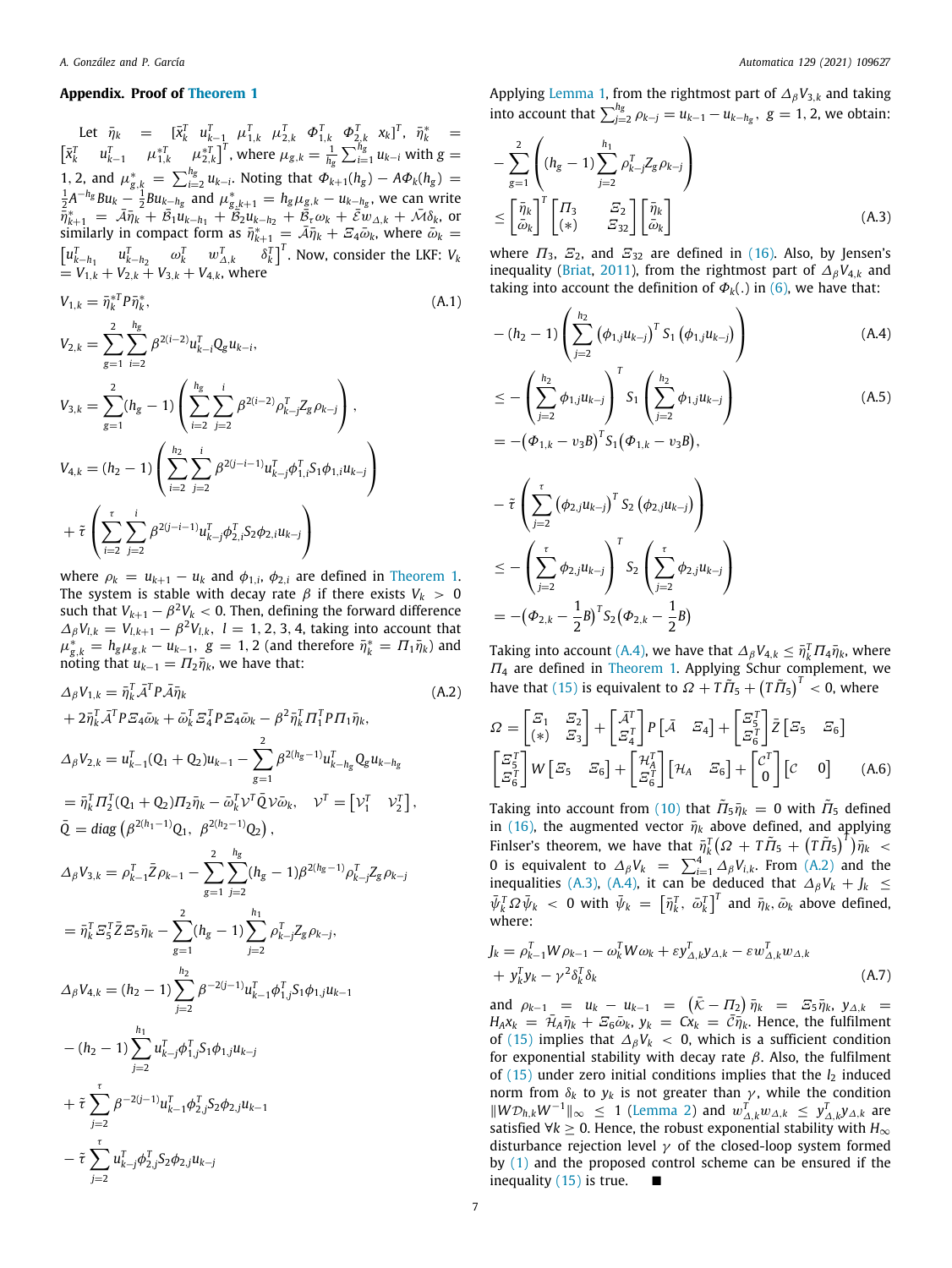## Appendix. Proof of Theorem 1

Let $\bar{\eta}_k = [\bar{x}_k^T \;\; u_{k-1}^T \;\; \mu_{1,k}^T \;\; \mu_{2,k}^T \;\; \Phi_{1,k}^T \;\; \Phi_{2,k}^T \;\; x_k]^T$, $\bar{\eta}_k^* = [\bar{x}_k^T \;\; u_{k-1}^T \;\; \mu_{1,k}^{*T} \;\; \mu_{2,k}^{*T}]^T$, where $\mu_{g,k} = \frac{1}{h_g}\sum_{i=1}^{h_g} u_{k-i}$ with $g = 1, 2$, and $\mu_{g,k}^* = \sum_{i=2}^{h_g} u_{k-i}$. Noting that $\Phi_{k+1}(h_g) - A\Phi_k(h_g) = \frac{1}{2}A^{-h_g}Bu_k - \frac{1}{2}Bu_{k-h_g}$ and $\mu_{g,k+1}^* = h_g\mu_{g,k} - u_{k-h_g}$, we can write $\bar{\eta}_{k+1}^* = \bar{A}\bar{\eta}_k + \bar{B}_1 u_{k-h_1} + \bar{B}_2 u_{k-h_2} + \bar{B}_\tau \omega_k + \bar{\mathcal{E}} w_{\Delta,k} + \bar{\mathcal{M}}\delta_k$, or similarly in compact form as $\bar{\eta}_{k+1}^* = \bar{A}\bar{\eta}_k + \Xi_4\bar{\omega}_k$, where $\bar{\omega}_k = \begin{bmatrix} u_{k-h_1}^T & u_{k-h_2}^T & \omega_k^T & w_{\Delta,k}^T & \delta_k^T \end{bmatrix}^T$. Now, consider the LKF: $V_k = V_{1,k} + V_{2,k} + V_{3,k} + V_{4,k}$, where

$$V_{1,k} = \bar{\eta}_k^{*T} P \bar{\eta}_k^*, \tag{A.1}$$

$$V_{2,k} = \sum_{g=1}^{2}\sum_{i=2}^{h_g} \beta^{2(i-2)} u_{k-i}^T Q_g u_{k-i},$$

$$V_{3,k} = \sum_{g=1}^{2}(h_g - 1)\left(\sum_{i=2}^{h_g}\sum_{j=2}^{i} \beta^{2(i-2)} \rho_{k-j}^T Z_g \rho_{k-j}\right),$$

$$V_{4,k} = (h_2 - 1)\left(\sum_{i=2}^{h_2}\sum_{j=2}^{i} \beta^{2(j-i-1)} u_{k-j}^T \phi_{1,i}^T S_1 \phi_{1,i} u_{k-j}\right) + \tilde{\tau}\left(\sum_{i=2}^{\tau}\sum_{j=2}^{i} \beta^{2(j-i-1)} u_{k-j}^T \phi_{2,i}^T S_2 \phi_{2,i} u_{k-j}\right)$$

where $\rho_k = u_{k+1} - u_k$ and $\phi_{1,i}$, $\phi_{2,i}$ are defined in Theorem 1. The system is stable with decay rate $\beta$ if there exists $V_k > 0$ such that $V_{k+1} - \beta^2 V_k < 0$. Then, defining the forward difference $\Delta_\beta V_{l,k} = V_{l,k+1} - \beta^2 V_{l,k}$, $l = 1, 2, 3, 4$, taking into account that $\mu_{g,k}^* = h_g\mu_{g,k} - u_{k-1}$, $g = 1, 2$ (and therefore $\bar{\eta}_k^* = \Pi_1\bar{\eta}_k$) and noting that $u_{k-1} = \Pi_2\bar{\eta}_k$, we have that:

$$\Delta_\beta V_{1,k} = \bar{\eta}_k^T \bar{A}^T P \bar{A}\bar{\eta}_k + 2\bar{\eta}_k^T \bar{A}^T P \Xi_4 \bar{\omega}_k + \bar{\omega}_k^T \Xi_4^T P \Xi_4 \bar{\omega}_k - \beta^2 \bar{\eta}_k^T \Pi_1^T P \Pi_1 \bar{\eta}_k, \tag{A.2}$$

$$\Delta_\beta V_{2,k} = u_{k-1}^T(Q_1 + Q_2)u_{k-1} - \sum_{g=1}^{2}\beta^{2(h_g-1)} u_{k-h_g}^T Q_g u_{k-h_g}$$
$$= \bar{\eta}_k^T \Pi_2^T (Q_1 + Q_2)\Pi_2 \bar{\eta}_k - \bar{\omega}_k^T \mathcal{V}^T \bar{Q}\mathcal{V}\bar{\omega}_k, \quad \mathcal{V}^T = \begin{bmatrix} \mathcal{V}_1^T & \mathcal{V}_2^T \end{bmatrix},$$
$$\bar{Q} = diag\left(\beta^{2(h_1-1)}Q_1, \; \beta^{2(h_2-1)}Q_2\right),$$

$$\Delta_\beta V_{3,k} = \rho_{k-1}^T \bar{Z}\rho_{k-1} - \sum_{g=1}^{2}\sum_{j=2}^{h_g}(h_g - 1)\beta^{2(h_g-1)}\rho_{k-j}^T Z_g \rho_{k-j}$$
$$= \bar{\eta}_k^T \Xi_5^T \bar{Z}\Xi_5 \bar{\eta}_k - \sum_{g=1}^{2}(h_g - 1)\sum_{j=2}^{h_1}\rho_{k-j}^T Z_g \rho_{k-j},$$

$$\Delta_\beta V_{4,k} = (h_2 - 1)\sum_{j=2}^{h_2}\beta^{-2(j-1)} u_{k-1}^T \phi_{1,j}^T S_1 \phi_{1,j} u_{k-1} - (h_2 - 1)\sum_{j=2}^{h_1} u_{k-j}^T \phi_{1,j}^T S_1 \phi_{1,j} u_{k-j}$$
$$+ \tilde{\tau}\sum_{j=2}^{\tau}\beta^{-2(j-1)} u_{k-1}^T \phi_{2,j}^T S_2 \phi_{2,j} u_{k-1} - \tilde{\tau}\sum_{j=2}^{\tau} u_{k-j}^T \phi_{2,j}^T S_2 \phi_{2,j} u_{k-j}$$

Applying Lemma 1, from the rightmost part of $\Delta_\beta V_{3,k}$ and taking into account that $\sum_{j=2}^{h_g}\rho_{k-j} = u_{k-1} - u_{k-h_g}$, $g = 1, 2$, we obtain:

$$-\sum_{g=1}^{2}\left((h_g - 1)\sum_{j=2}^{h_1}\rho_{k-j}^T Z_g \rho_{k-j}\right) \le \begin{bmatrix} \bar{\eta}_k \\ \bar{\omega}_k \end{bmatrix}^T \begin{bmatrix} \Pi_3 & \Xi_2 \\ (*) & \Xi_{32} \end{bmatrix} \begin{bmatrix} \bar{\eta}_k \\ \bar{\omega}_k \end{bmatrix} \tag{A.3}$$

where $\Pi_3$, $\Xi_2$, and $\Xi_{32}$ are defined in (16). Also, by Jensen's inequality (Briat, 2011), from the rightmost part of $\Delta_\beta V_{4,k}$ and taking into account the definition of $\Phi_k(.)$ in (6), we have that:

$$-(h_2 - 1)\left(\sum_{j=2}^{h_2}(\phi_{1,j}u_{k-j})^T S_1 (\phi_{1,j}u_{k-j})\right) \tag{A.4}$$

$$\le -\left(\sum_{j=2}^{h_2}\phi_{1,j}u_{k-j}\right)^T S_1 \left(\sum_{j=2}^{h_2}\phi_{1,j}u_{k-j}\right) = -(\Phi_{1,k} - \upsilon_3 B)^T S_1 (\Phi_{1,k} - \upsilon_3 B), \tag{A.5}$$

$$-\tilde{\tau}\left(\sum_{j=2}^{\tau}(\phi_{2,j}u_{k-j})^T S_2 (\phi_{2,j}u_{k-j})\right)$$
$$\le -\left(\sum_{j=2}^{\tau}\phi_{2,j}u_{k-j}\right)^T S_2 \left(\sum_{j=2}^{\tau}\phi_{2,j}u_{k-j}\right) = -\left(\Phi_{2,k} - \frac{1}{2}B\right)^T S_2 \left(\Phi_{2,k} - \frac{1}{2}B\right)$$

Taking into account (A.4), we have that $\Delta_\beta V_{4,k} \le \bar{\eta}_k^T \Pi_4 \bar{\eta}_k$, where $\Pi_4$ are defined in Theorem 1. Applying Schur complement, we have that (15) is equivalent to $\Omega + T\tilde{\Pi}_5 + \left(T\tilde{\Pi}_5\right)^T < 0$, where

$$\Omega = \begin{bmatrix} \Xi_1 & \Xi_2 \\ (*) & \Xi_3 \end{bmatrix} + \begin{bmatrix} \bar{A}^T \\ \Xi_4^T \end{bmatrix} P \begin{bmatrix} \bar{A} & \Xi_4 \end{bmatrix} + \begin{bmatrix} \Xi_5^T \\ \Xi_6^T \end{bmatrix} \bar{Z} \begin{bmatrix} \Xi_5 & \Xi_6 \end{bmatrix}$$
$$\begin{bmatrix} \Xi_5^T \\ \Xi_6^T \end{bmatrix} W \begin{bmatrix} \Xi_5 & \Xi_6 \end{bmatrix} + \begin{bmatrix} \mathcal{H}_A^T \\ \Xi_6^T \end{bmatrix} \begin{bmatrix} \mathcal{H}_A & \Xi_6 \end{bmatrix} + \begin{bmatrix} \mathcal{C}^T \\ 0 \end{bmatrix} \begin{bmatrix} \mathcal{C} & 0 \end{bmatrix} \tag{A.6}$$

Taking into account from (10) that $\tilde{\Pi}_5\bar{\eta}_k = 0$ with $\tilde{\Pi}_5$ defined in (16), the augmented vector $\bar{\eta}_k$ above defined, and applying Finsler's theorem, we have that $\bar{\eta}_k^T\left(\Omega + T\tilde{\Pi}_5 + \left(T\tilde{\Pi}_5\right)^T\right)\bar{\eta}_k < 0$ is equivalent to $\Delta_\beta V_k = \sum_{i=1}^{4}\Delta_\beta V_{i,k}$. From (A.2) and the inequalities (A.3), (A.4), it can be deduced that $\Delta_\beta V_k + J_k \le \bar{\psi}_k^T \Omega \bar{\psi}_k < 0$ with $\bar{\psi}_k = \begin{bmatrix} \bar{\eta}_k^T, & \bar{\omega}_k^T \end{bmatrix}^T$ and $\bar{\eta}_k, \bar{\omega}_k$ above defined, where:

$$J_k = \rho_{k-1}^T W \rho_{k-1} - \omega_k^T W \omega_k + \varepsilon y_{\Delta,k}^T y_{\Delta,k} - \varepsilon w_{\Delta,k}^T w_{\Delta,k} + y_k^T y_k - \gamma^2 \delta_k^T \delta_k \tag{A.7}$$

and $\rho_{k-1} = u_k - u_{k-1} = \left(\bar{\mathcal{K}} - \Pi_2\right)\bar{\eta}_k = \Xi_5\bar{\eta}_k$, $y_{\Delta,k} = H_A x_k = \bar{\mathcal{H}}_A\bar{\eta}_k + \Xi_6\bar{\omega}_k$, $y_k = Cx_k = \bar{\mathcal{C}}\bar{\eta}_k$. Hence, the fulfilment of (15) implies that $\Delta_\beta V_k < 0$, which is a sufficient condition for exponential stability with decay rate $\beta$. Also, the fulfilment of (15) under zero initial conditions implies that the $l_2$ induced norm from $\delta_k$ to $y_k$ is not greater than $\gamma$, while the condition $\|W\mathcal{D}_{h,k}W^{-1}\|_\infty \le 1$ (Lemma 2) and $w_{\Delta,k}^T w_{\Delta,k} \le y_{\Delta,k}^T y_{\Delta,k}$ are satisfied $\forall k \ge 0$. Hence, the robust exponential stability with $H_\infty$ disturbance rejection level $\gamma$ of the closed-loop system formed by (1) and the proposed control scheme can be ensured if the inequality (15) is true. ■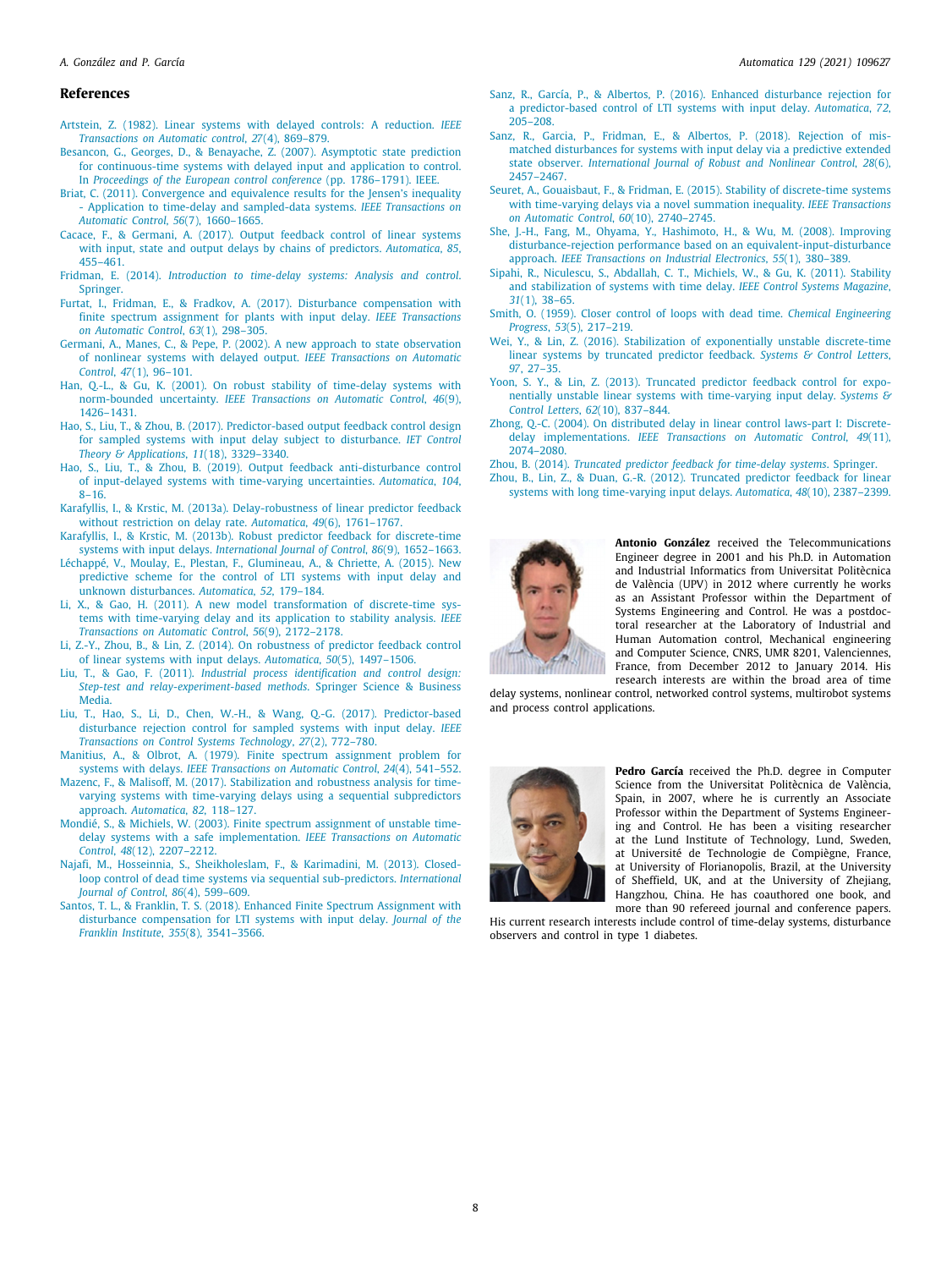## References

Artstein, Z. (1982). Linear systems with delayed controls: A reduction. *IEEE Transactions on Automatic control*, *27*(4), 869–879.

Besancon, G., Georges, D., & Benayache, Z. (2007). Asymptotic state prediction for continuous-time systems with delayed input and application to control. In *Proceedings of the European control conference* (pp. 1786–1791). IEEE.

Briat, C. (2011). Convergence and equivalence results for the Jensen's inequality - Application to time-delay and sampled-data systems. *IEEE Transactions on Automatic Control*, *56*(7), 1660–1665.

Cacace, F., & Germani, A. (2017). Output feedback control of linear systems with input, state and output delays by chains of predictors. *Automatica*, *85*, 455–461.

Fridman, E. (2014). *Introduction to time-delay systems: Analysis and control*. Springer.

Furtat, I., Fridman, E., & Fradkov, A. (2017). Disturbance compensation with finite spectrum assignment for plants with input delay. *IEEE Transactions on Automatic Control*, *63*(1), 298–305.

Germani, A., Manes, C., & Pepe, P. (2002). A new approach to state observation of nonlinear systems with delayed output. *IEEE Transactions on Automatic Control*, *47*(1), 96–101.

Han, Q.-L., & Gu, K. (2001). On robust stability of time-delay systems with norm-bounded uncertainty. *IEEE Transactions on Automatic Control*, *46*(9), 1426–1431.

Hao, S., Liu, T., & Zhou, B. (2017). Predictor-based output feedback control design for sampled systems with input delay subject to disturbance. *IET Control Theory & Applications*, *11*(18), 3329–3340.

Hao, S., Liu, T., & Zhou, B. (2019). Output feedback anti-disturbance control of input-delayed systems with time-varying uncertainties. *Automatica*, *104*, 8–16.

Karafyllis, I., & Krstic, M. (2013a). Delay-robustness of linear predictor feedback without restriction on delay rate. *Automatica*, *49*(6), 1761–1767.

Karafyllis, I., & Krstic, M. (2013b). Robust predictor feedback for discrete-time systems with input delays. *International Journal of Control*, *86*(9), 1652–1663.

Léchappé, V., Moulay, E., Plestan, F., Glumineau, A., & Chriette, A. (2015). New predictive scheme for the control of LTI systems with input delay and unknown disturbances. *Automatica*, *52*, 179–184.

Li, X., & Gao, H. (2011). A new model transformation of discrete-time systems with time-varying delay and its application to stability analysis. *IEEE Transactions on Automatic Control*, *56*(9), 2172–2178.

Li, Z.-Y., Zhou, B., & Lin, Z. (2014). On robustness of predictor feedback control of linear systems with input delays. *Automatica*, *50*(5), 1497–1506.

Liu, T., & Gao, F. (2011). *Industrial process identification and control design: Step-test and relay-experiment-based methods*. Springer Science & Business Media.

Liu, T., Hao, S., Li, D., Chen, W.-H., & Wang, Q.-G. (2017). Predictor-based disturbance rejection control for sampled systems with input delay. *IEEE Transactions on Control Systems Technology*, *27*(2), 772–780.

Manitius, A., & Olbrot, A. (1979). Finite spectrum assignment problem for systems with delays. *IEEE Transactions on Automatic Control*, *24*(4), 541–552.

Mazenc, F., & Malisoff, M. (2017). Stabilization and robustness analysis for time-varying systems with time-varying delays using a sequential subpredictors approach. *Automatica*, *82*, 118–127.

Mondié, S., & Michiels, W. (2003). Finite spectrum assignment of unstable time-delay systems with a safe implementation. *IEEE Transactions on Automatic Control*, *48*(12), 2207–2212.

Najafi, M., Hosseinnia, S., Sheikholeslam, F., & Karimadini, M. (2013). Closed-loop control of dead time systems via sequential sub-predictors. *International Journal of Control*, *86*(4), 599–609.

Santos, T. L., & Franklin, T. S. (2018). Enhanced Finite Spectrum Assignment with disturbance compensation for LTI systems with input delay. *Journal of the Franklin Institute*, *355*(8), 3541–3566.

Sanz, R., García, P., & Albertos, P. (2016). Enhanced disturbance rejection for a predictor-based control of LTI systems with input delay. *Automatica*, *72*, 205–208.

Sanz, R., Garcia, P., Fridman, E., & Albertos, P. (2018). Rejection of mismatched disturbances for systems with input delay via a predictive extended state observer. *International Journal of Robust and Nonlinear Control*, *28*(6), 2457–2467.

Seuret, A., Gouaisbaut, F., & Fridman, E. (2015). Stability of discrete-time systems with time-varying delays via a novel summation inequality. *IEEE Transactions on Automatic Control*, *60*(10), 2740–2745.

She, J.-H., Fang, M., Ohyama, Y., Hashimoto, H., & Wu, M. (2008). Improving disturbance-rejection performance based on an equivalent-input-disturbance approach. *IEEE Transactions on Industrial Electronics*, *55*(1), 380–389.

Sipahi, R., Niculescu, S., Abdallah, C. T., Michiels, W., & Gu, K. (2011). Stability and stabilization of systems with time delay. *IEEE Control Systems Magazine*, *31*(1), 38–65.

Smith, O. (1959). Closer control of loops with dead time. *Chemical Engineering Progress*, *53*(5), 217–219.

Wei, Y., & Lin, Z. (2016). Stabilization of exponentially unstable discrete-time linear systems by truncated predictor feedback. *Systems & Control Letters*, *97*, 27–35.

Yoon, S. Y., & Lin, Z. (2013). Truncated predictor feedback control for exponentially unstable linear systems with time-varying input delay. *Systems & Control Letters*, *62*(10), 837–844.

Zhong, Q.-C. (2004). On distributed delay in linear control laws-part I: Discrete-delay implementations. *IEEE Transactions on Automatic Control*, *49*(11), 2074–2080.

Zhou, B. (2014). *Truncated predictor feedback for time-delay systems*. Springer.

Zhou, B., Lin, Z., & Duan, G.-R. (2012). Truncated predictor feedback for linear systems with long time-varying input delays. *Automatica*, *48*(10), 2387–2399.

**Antonio González** received the Telecommunications Engineer degree in 2001 and his Ph.D. in Automation and Industrial Informatics from Universitat Politècnica de València (UPV) in 2012 where currently he works as an Assistant Professor within the Department of Systems Engineering and Control. He was a postdoctoral researcher at the Laboratory of Industrial and Human Automation control, Mechanical engineering and Computer Science, CNRS, UMR 8201, Valenciennes, France, from December 2012 to January 2014. His research interests are within the broad area of time delay systems, nonlinear control, networked control systems, multirobot systems and process control applications.

**Pedro García** received the Ph.D. degree in Computer Science from the Universitat Politècnica de València, Spain, in 2007, where he is currently an Associate Professor within the Department of Systems Engineering and Control. He has been a visiting researcher at the Lund Institute of Technology, Lund, Sweden, at Université de Technologie de Compiègne, France, at University of Florianopolis, Brazil, at the University of Sheffield, UK, and at the University of Zhejiang, Hangzhou, China. He has coauthored one book, and more than 90 refereed journal and conference papers. His current research interests include control of time-delay systems, disturbance observers and control in type 1 diabetes.